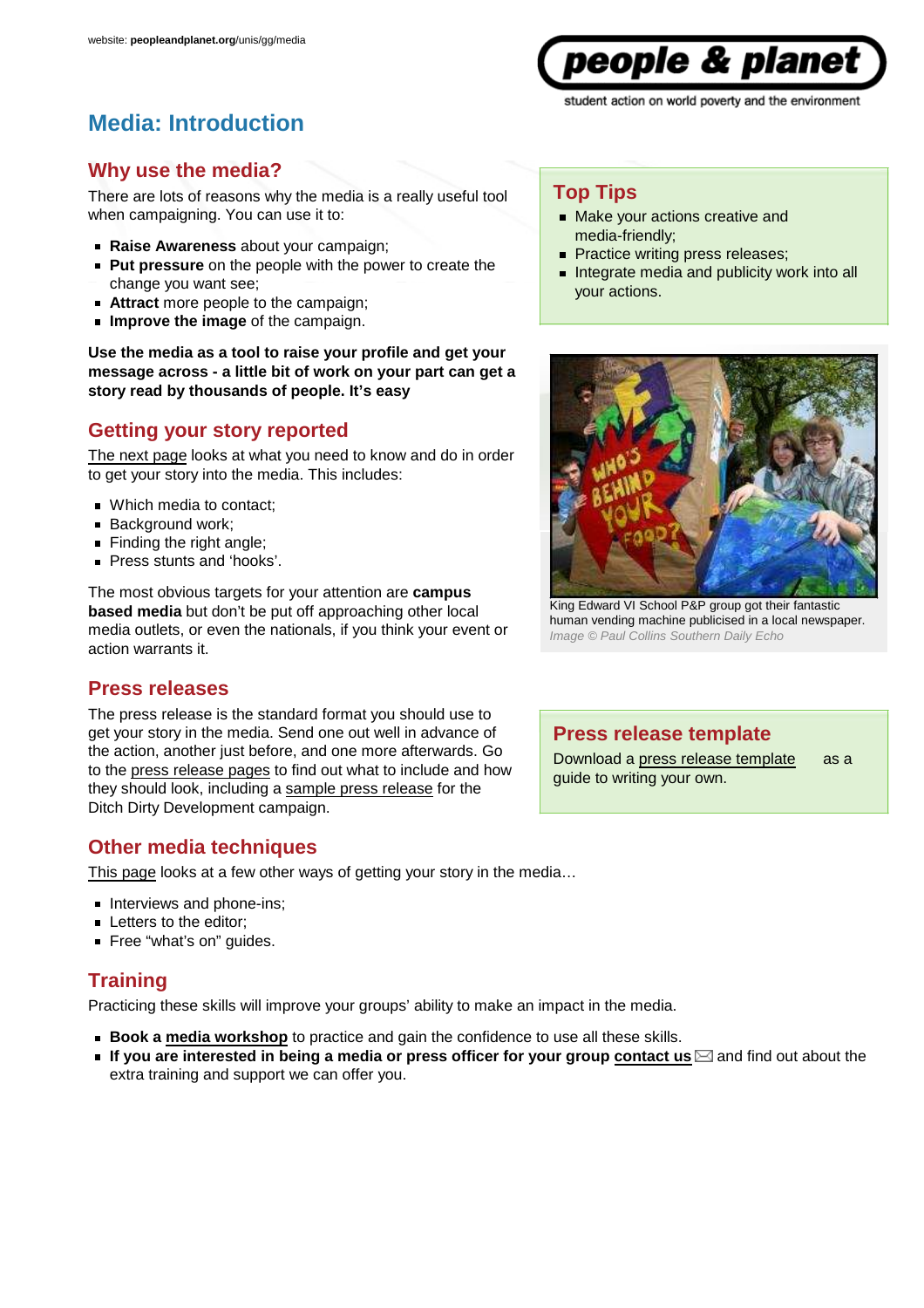website: **peopleandplanet.org**/unis/gg/media

# Media: Introduction

## Why use the media?

There are lots of reasons why the media is a really useful tool when campaigning. You can use it to:

- **Raise Awareness** about your campaign;
- **Put pressure** on the people with the power to create the change you want see;
- **Attract** more people to the campaign;
- **Improve the image** of the campaign.

**Use the media as a tool to raise your profile and get your message across - a little bit of work on your part can get a story read by thousands of people. It's easy**

## Getting your story reported

The next page looks at what you need to know and do in order to get your story into the media. This includes:

- Which media to contact;
- Background work;
- Finding the right angle;
- Press stunts and 'hooks'.

The most obvious targets for your attention are **campus based media** but don't be put off approaching other local media outlets, or even the nationals, if you think your event or action warrants it.

## Press releases

The press release is the standard format you should use to get your story in the media. Send one out well in advance of the action, another just before, and one more afterwards. Go to the press release pages to find out what to include and how they should look, including a sample press release for the Ditch Dirty Development campaign.

## Other media techniques

This page looks at a few other ways of getting your story in the media…

- Interviews and phone-ins;
- Letters to the editor;
- Free "what's on" guides.

## Training

Practicing these skills will improve your groups' ability to make an impact in the media.

- **Book a media workshop** to practice and gain the confidence to use all these skills.
- **If you are interested in being a media or press officer for your group contact us** and find out about the extra training and support we can offer you.

## Top Tips

- Make your actions creative and media-friendly;
- Practice writing press releases;
- Integrate media and publicity work into all your actions.

King Edward VI School P&P group got their fantastic human vending machine publicised in a local newspaper.
*Image © Paul Collins Southern Daily Echo*

## Press release template

Download a press release template as a guide to writing your own.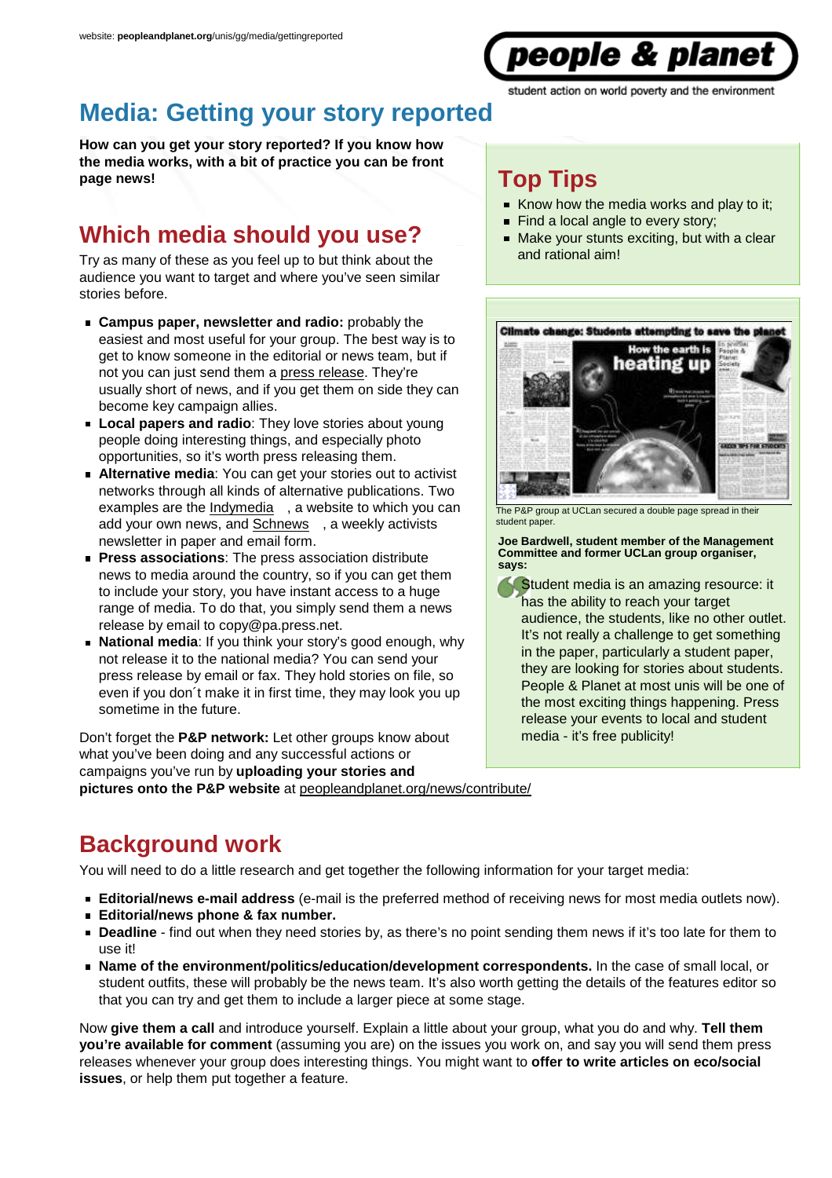website: **peopleandplanet.org**/unis/gg/media/gettingreported

# Media: Getting your story reported

**How can you get your story reported? If you know how the media works, with a bit of practice you can be front page news!**

## Which media should you use?

Try as many of these as you feel up to but think about the audience you want to target and where you've seen similar stories before.

- **Campus paper, newsletter and radio:** probably the easiest and most useful for your group. The best way is to get to know someone in the editorial or news team, but if not you can just send them a press release. They're usually short of news, and if you get them on side they can become key campaign allies.
- **Local papers and radio**: They love stories about young people doing interesting things, and especially photo opportunities, so it's worth press releasing them.
- **Alternative media**: You can get your stories out to activist networks through all kinds of alternative publications. Two examples are the Indymedia , a website to which you can add your own news, and Schnews , a weekly activists newsletter in paper and email form.
- **Press associations**: The press association distribute news to media around the country, so if you can get them to include your story, you have instant access to a huge range of media. To do that, you simply send them a news release by email to copy@pa.press.net.
- **National media**: If you think your story's good enough, why not release it to the national media? You can send your press release by email or fax. They hold stories on file, so even if you don´t make it in first time, they may look you up sometime in the future.

Don't forget the **P&P network:** Let other groups know about what you've been doing and any successful actions or campaigns you've run by **uploading your stories and pictures onto the P&P website** at peopleandplanet.org/news/contribute/

## Top Tips

- Know how the media works and play to it;
- Find a local angle to every story;
- Make your stunts exciting, but with a clear and rational aim!

The P&P group at UCLan secured a double page spread in their student paper.

**Joe Bardwell, student member of the Management Committee and former UCLan group organiser, says:**

Student media is an amazing resource: it has the ability to reach your target audience, the students, like no other outlet. It's not really a challenge to get something in the paper, particularly a student paper, they are looking for stories about students. People & Planet at most unis will be one of the most exciting things happening. Press release your events to local and student media - it's free publicity!

## Background work

You will need to do a little research and get together the following information for your target media:

- **Editorial/news e-mail address** (e-mail is the preferred method of receiving news for most media outlets now).
- **Editorial/news phone & fax number.**
- **Deadline** - find out when they need stories by, as there's no point sending them news if it's too late for them to use it!
- **Name of the environment/politics/education/development correspondents.** In the case of small local, or student outfits, these will probably be the news team. It's also worth getting the details of the features editor so that you can try and get them to include a larger piece at some stage.

Now **give them a call** and introduce yourself. Explain a little about your group, what you do and why. **Tell them you're available for comment** (assuming you are) on the issues you work on, and say you will send them press releases whenever your group does interesting things. You might want to **offer to write articles on eco/social issues**, or help them put together a feature.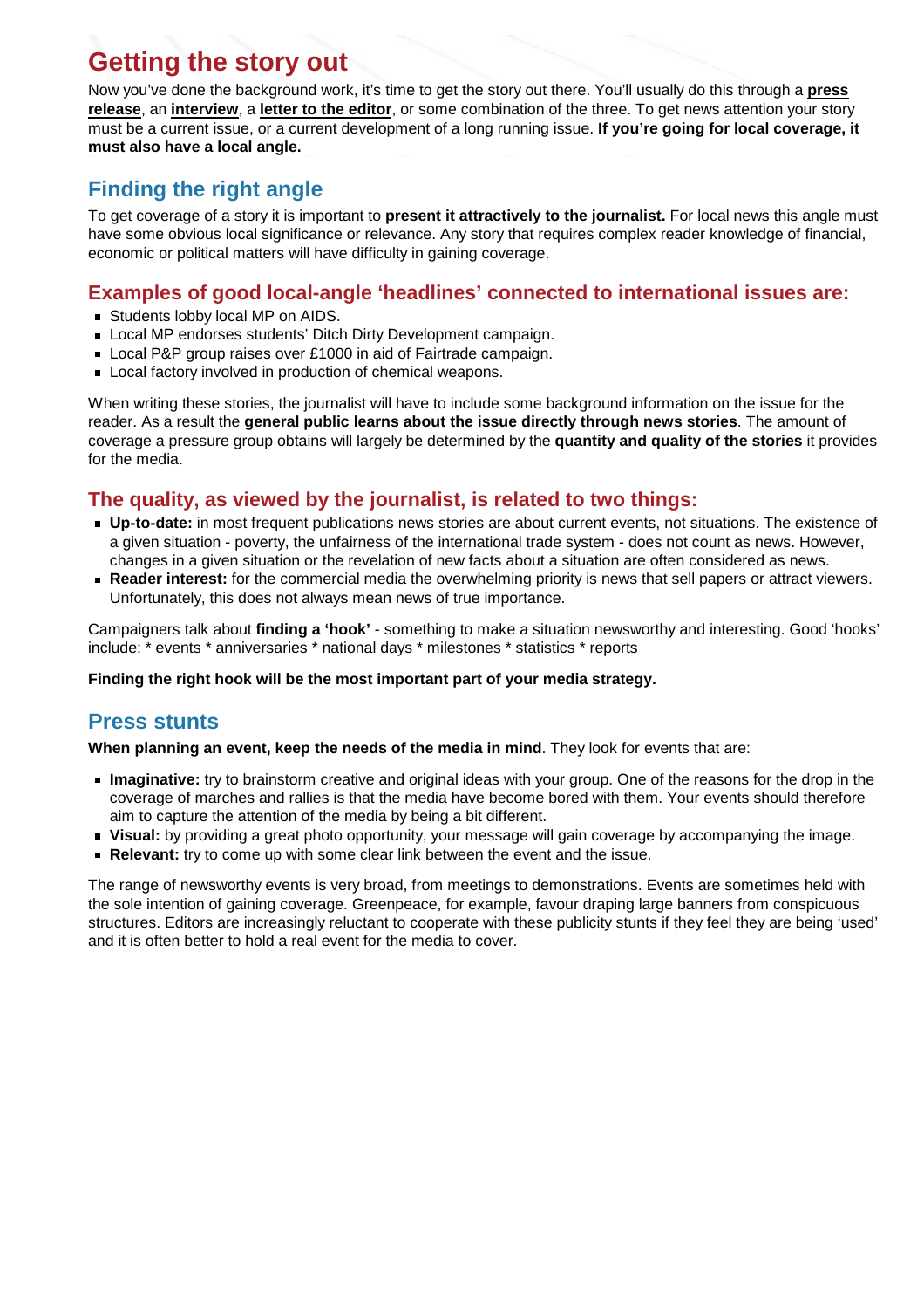# Getting the story out

Now you've done the background work, it's time to get the story out there. You'll usually do this through a **press release**, an **interview**, a **letter to the editor**, or some combination of the three. To get news attention your story must be a current issue, or a current development of a long running issue. **If you're going for local coverage, it must also have a local angle.**

## Finding the right angle

To get coverage of a story it is important to **present it attractively to the journalist.** For local news this angle must have some obvious local significance or relevance. Any story that requires complex reader knowledge of financial, economic or political matters will have difficulty in gaining coverage.

### Examples of good local-angle 'headlines' connected to international issues are:

- Students lobby local MP on AIDS.
- Local MP endorses students' Ditch Dirty Development campaign.
- Local P&P group raises over £1000 in aid of Fairtrade campaign.
- Local factory involved in production of chemical weapons.

When writing these stories, the journalist will have to include some background information on the issue for the reader. As a result the **general public learns about the issue directly through news stories**. The amount of coverage a pressure group obtains will largely be determined by the **quantity and quality of the stories** it provides for the media.

### The quality, as viewed by the journalist, is related to two things:

- **Up-to-date:** in most frequent publications news stories are about current events, not situations. The existence of a given situation - poverty, the unfairness of the international trade system - does not count as news. However, changes in a given situation or the revelation of new facts about a situation are often considered as news.
- **Reader interest:** for the commercial media the overwhelming priority is news that sell papers or attract viewers. Unfortunately, this does not always mean news of true importance.

Campaigners talk about **finding a 'hook'** - something to make a situation newsworthy and interesting. Good 'hooks' include: * events * anniversaries * national days * milestones * statistics * reports

**Finding the right hook will be the most important part of your media strategy.**

## Press stunts

**When planning an event, keep the needs of the media in mind**. They look for events that are:

- **Imaginative:** try to brainstorm creative and original ideas with your group. One of the reasons for the drop in the coverage of marches and rallies is that the media have become bored with them. Your events should therefore aim to capture the attention of the media by being a bit different.
- **Visual:** by providing a great photo opportunity, your message will gain coverage by accompanying the image.
- **Relevant:** try to come up with some clear link between the event and the issue.

The range of newsworthy events is very broad, from meetings to demonstrations. Events are sometimes held with the sole intention of gaining coverage. Greenpeace, for example, favour draping large banners from conspicuous structures. Editors are increasingly reluctant to cooperate with these publicity stunts if they feel they are being 'used' and it is often better to hold a real event for the media to cover.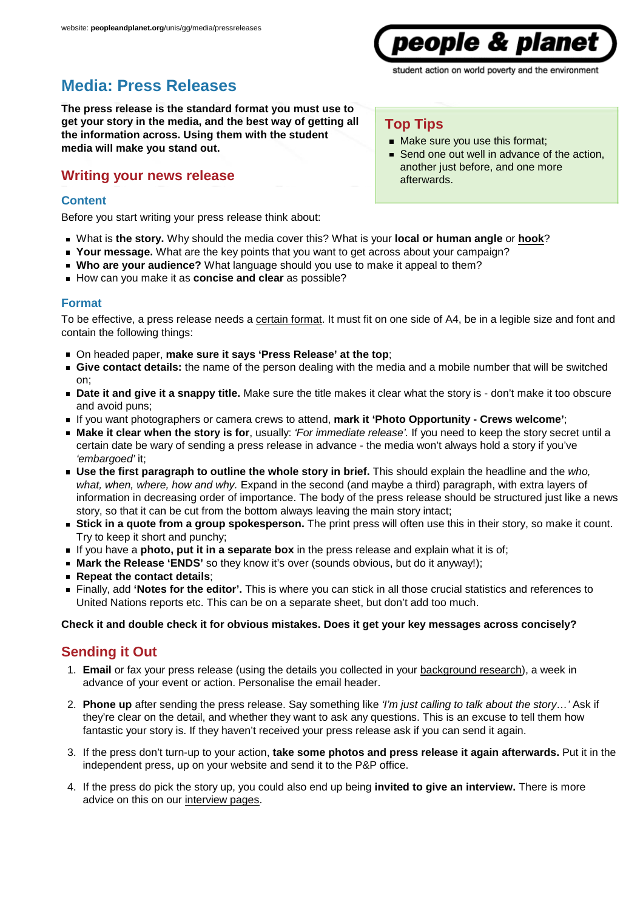# Media: Press Releases

**The press release is the standard format you must use to get your story in the media, and the best way of getting all the information across. Using them with the student media will make you stand out.**

## Top Tips

- Make sure you use this format;
- Send one out well in advance of the action, another just before, and one more afterwards.

## Writing your news release

### Content

Before you start writing your press release think about:

- What is **the story.** Why should the media cover this? What is your **local or human angle** or **hook**?
- **Your message.** What are the key points that you want to get across about your campaign?
- **Who are your audience?** What language should you use to make it appeal to them?
- How can you make it as **concise and clear** as possible?

### Format

To be effective, a press release needs a certain format. It must fit on one side of A4, be in a legible size and font and contain the following things:

- On headed paper, **make sure it says 'Press Release' at the top**;
- **Give contact details:** the name of the person dealing with the media and a mobile number that will be switched on;
- **Date it and give it a snappy title.** Make sure the title makes it clear what the story is - don't make it too obscure and avoid puns;
- If you want photographers or camera crews to attend, **mark it 'Photo Opportunity - Crews welcome'**;
- **Make it clear when the story is for**, usually: *'For immediate release'.* If you need to keep the story secret until a certain date be wary of sending a press release in advance - the media won't always hold a story if you've *'embargoed'* it;
- **Use the first paragraph to outline the whole story in brief.** This should explain the headline and the *who, what, when, where, how and why.* Expand in the second (and maybe a third) paragraph, with extra layers of information in decreasing order of importance. The body of the press release should be structured just like a news story, so that it can be cut from the bottom always leaving the main story intact;
- **Stick in a quote from a group spokesperson.** The print press will often use this in their story, so make it count. Try to keep it short and punchy;
- If you have a **photo, put it in a separate box** in the press release and explain what it is of;
- **Mark the Release 'ENDS'** so they know it's over (sounds obvious, but do it anyway!);
- **Repeat the contact details**;
- Finally, add **'Notes for the editor'.** This is where you can stick in all those crucial statistics and references to United Nations reports etc. This can be on a separate sheet, but don't add too much.

**Check it and double check it for obvious mistakes. Does it get your key messages across concisely?**

## Sending it Out

1. **Email** or fax your press release (using the details you collected in your background research), a week in advance of your event or action. Personalise the email header.
2. **Phone up** after sending the press release. Say something like *'I'm just calling to talk about the story…'* Ask if they're clear on the detail, and whether they want to ask any questions. This is an excuse to tell them how fantastic your story is. If they haven't received your press release ask if you can send it again.
3. If the press don't turn-up to your action, **take some photos and press release it again afterwards.** Put it in the independent press, up on your website and send it to the P&P office.
4. If the press do pick the story up, you could also end up being **invited to give an interview.** There is more advice on this on our interview pages.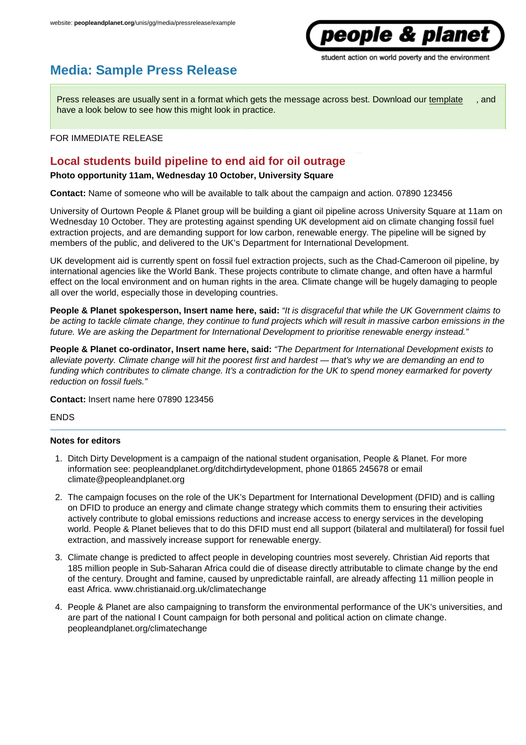website: **peopleandplanet.org**/unis/gg/media/pressrelease/example

**people & planet**
student action on world poverty and the environment

# Media: Sample Press Release

Press releases are usually sent in a format which gets the message across best. Download our template , and have a look below to see how this might look in practice.

FOR IMMEDIATE RELEASE

## Local students build pipeline to end aid for oil outrage

**Photo opportunity 11am, Wednesday 10 October, University Square**

**Contact:** Name of someone who will be available to talk about the campaign and action. 07890 123456

University of Ourtown People & Planet group will be building a giant oil pipeline across University Square at 11am on Wednesday 10 October. They are protesting against spending UK development aid on climate changing fossil fuel extraction projects, and are demanding support for low carbon, renewable energy. The pipeline will be signed by members of the public, and delivered to the UK's Department for International Development.

UK development aid is currently spent on fossil fuel extraction projects, such as the Chad-Cameroon oil pipeline, by international agencies like the World Bank. These projects contribute to climate change, and often have a harmful effect on the local environment and on human rights in the area. Climate change will be hugely damaging to people all over the world, especially those in developing countries.

**People & Planet spokesperson, Insert name here, said:** *"It is disgraceful that while the UK Government claims to be acting to tackle climate change, they continue to fund projects which will result in massive carbon emissions in the future. We are asking the Department for International Development to prioritise renewable energy instead."*

**People & Planet co-ordinator, Insert name here, said:** *"The Department for International Development exists to alleviate poverty. Climate change will hit the poorest first and hardest — that's why we are demanding an end to funding which contributes to climate change. It's a contradiction for the UK to spend money earmarked for poverty reduction on fossil fuels."*

**Contact:** Insert name here 07890 123456

ENDS

---

**Notes for editors**

1. Ditch Dirty Development is a campaign of the national student organisation, People & Planet. For more information see: peopleandplanet.org/ditchdirtydevelopment, phone 01865 245678 or email climate@peopleandplanet.org
2. The campaign focuses on the role of the UK's Department for International Development (DFID) and is calling on DFID to produce an energy and climate change strategy which commits them to ensuring their activities actively contribute to global emissions reductions and increase access to energy services in the developing world. People & Planet believes that to do this DFID must end all support (bilateral and multilateral) for fossil fuel extraction, and massively increase support for renewable energy.
3. Climate change is predicted to affect people in developing countries most severely. Christian Aid reports that 185 million people in Sub-Saharan Africa could die of disease directly attributable to climate change by the end of the century. Drought and famine, caused by unpredictable rainfall, are already affecting 11 million people in east Africa. www.christianaid.org.uk/climatechange
4. People & Planet are also campaigning to transform the environmental performance of the UK's universities, and are part of the national I Count campaign for both personal and political action on climate change. peopleandplanet.org/climatechange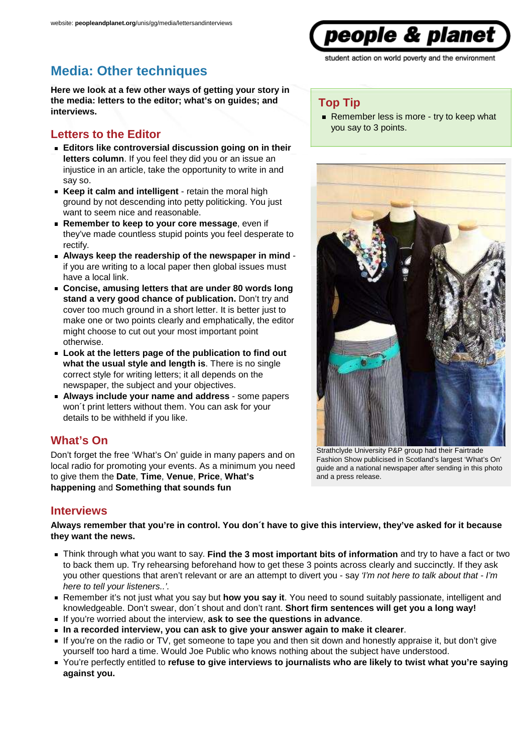# Media: Other techniques

**Here we look at a few other ways of getting your story in the media: letters to the editor; what's on guides; and interviews.**

> **Top Tip**
> - Remember less is more - try to keep what you say to 3 points.

## Letters to the Editor

- **Editors like controversial discussion going on in their letters column**. If you feel they did you or an issue an injustice in an article, take the opportunity to write in and say so.
- **Keep it calm and intelligent** - retain the moral high ground by not descending into petty politicking. You just want to seem nice and reasonable.
- **Remember to keep to your core message**, even if they've made countless stupid points you feel desperate to rectify.
- **Always keep the readership of the newspaper in mind** - if you are writing to a local paper then global issues must have a local link.
- **Concise, amusing letters that are under 80 words long stand a very good chance of publication.** Don't try and cover too much ground in a short letter. It is better just to make one or two points clearly and emphatically, the editor might choose to cut out your most important point otherwise.
- **Look at the letters page of the publication to find out what the usual style and length is**. There is no single correct style for writing letters; it all depends on the newspaper, the subject and your objectives.
- **Always include your name and address** - some papers won´t print letters without them. You can ask for your details to be withheld if you like.

Strathclyde University P&P group had their Fairtrade Fashion Show publicised in Scotland's largest 'What's On' guide and a national newspaper after sending in this photo and a press release.

## What's On

Don't forget the free 'What's On' guide in many papers and on local radio for promoting your events. As a minimum you need to give them the **Date**, **Time**, **Venue**, **Price**, **What's happening** and **Something that sounds fun**

## Interviews

**Always remember that you're in control. You don´t have to give this interview, they've asked for it because they want the news.**

- Think through what you want to say. **Find the 3 most important bits of information** and try to have a fact or two to back them up. Try rehearsing beforehand how to get these 3 points across clearly and succinctly. If they ask you other questions that aren't relevant or are an attempt to divert you - say *'I'm not here to talk about that - I'm here to tell your listeners..'*.
- Remember it's not just what you say but **how you say it**. You need to sound suitably passionate, intelligent and knowledgeable. Don't swear, don´t shout and don't rant. **Short firm sentences will get you a long way!**
- If you're worried about the interview, **ask to see the questions in advance**.
- **In a recorded interview, you can ask to give your answer again to make it clearer**.
- If you're on the radio or TV, get someone to tape you and then sit down and honestly appraise it, but don't give yourself too hard a time. Would Joe Public who knows nothing about the subject have understood.
- You're perfectly entitled to **refuse to give interviews to journalists who are likely to twist what you're saying against you.**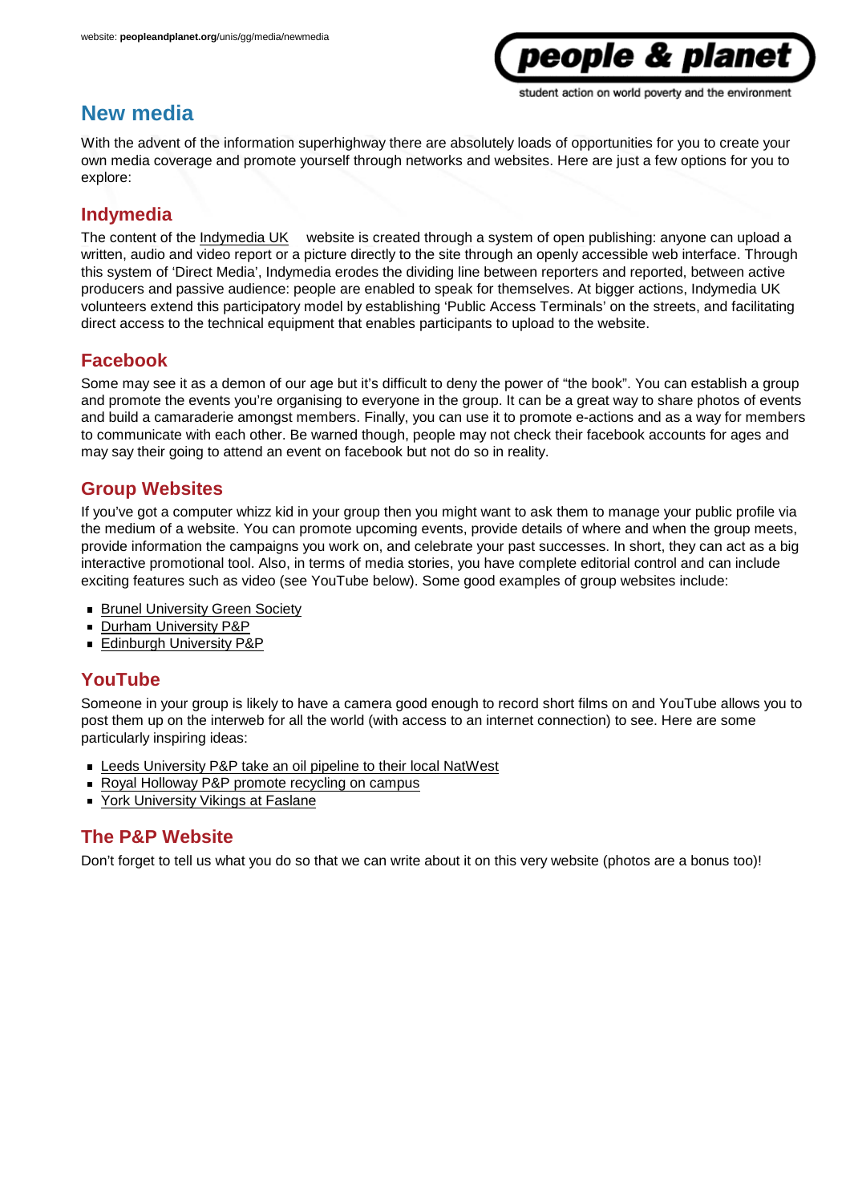# New media

With the advent of the information superhighway there are absolutely loads of opportunities for you to create your own media coverage and promote yourself through networks and websites. Here are just a few options for you to explore:

## Indymedia

The content of the Indymedia UK website is created through a system of open publishing: anyone can upload a written, audio and video report or a picture directly to the site through an openly accessible web interface. Through this system of 'Direct Media', Indymedia erodes the dividing line between reporters and reported, between active producers and passive audience: people are enabled to speak for themselves. At bigger actions, Indymedia UK volunteers extend this participatory model by establishing 'Public Access Terminals' on the streets, and facilitating direct access to the technical equipment that enables participants to upload to the website.

## Facebook

Some may see it as a demon of our age but it's difficult to deny the power of "the book". You can establish a group and promote the events you're organising to everyone in the group. It can be a great way to share photos of events and build a camaraderie amongst members. Finally, you can use it to promote e-actions and as a way for members to communicate with each other. Be warned though, people may not check their facebook accounts for ages and may say their going to attend an event on facebook but not do so in reality.

## Group Websites

If you've got a computer whizz kid in your group then you might want to ask them to manage your public profile via the medium of a website. You can promote upcoming events, provide details of where and when the group meets, provide information the campaigns you work on, and celebrate your past successes. In short, they can act as a big interactive promotional tool. Also, in terms of media stories, you have complete editorial control and can include exciting features such as video (see YouTube below). Some good examples of group websites include:

- Brunel University Green Society
- Durham University P&P
- Edinburgh University P&P

## YouTube

Someone in your group is likely to have a camera good enough to record short films on and YouTube allows you to post them up on the interweb for all the world (with access to an internet connection) to see. Here are some particularly inspiring ideas:

- Leeds University P&P take an oil pipeline to their local NatWest
- Royal Holloway P&P promote recycling on campus
- York University Vikings at Faslane

## The P&P Website

Don't forget to tell us what you do so that we can write about it on this very website (photos are a bonus too)!